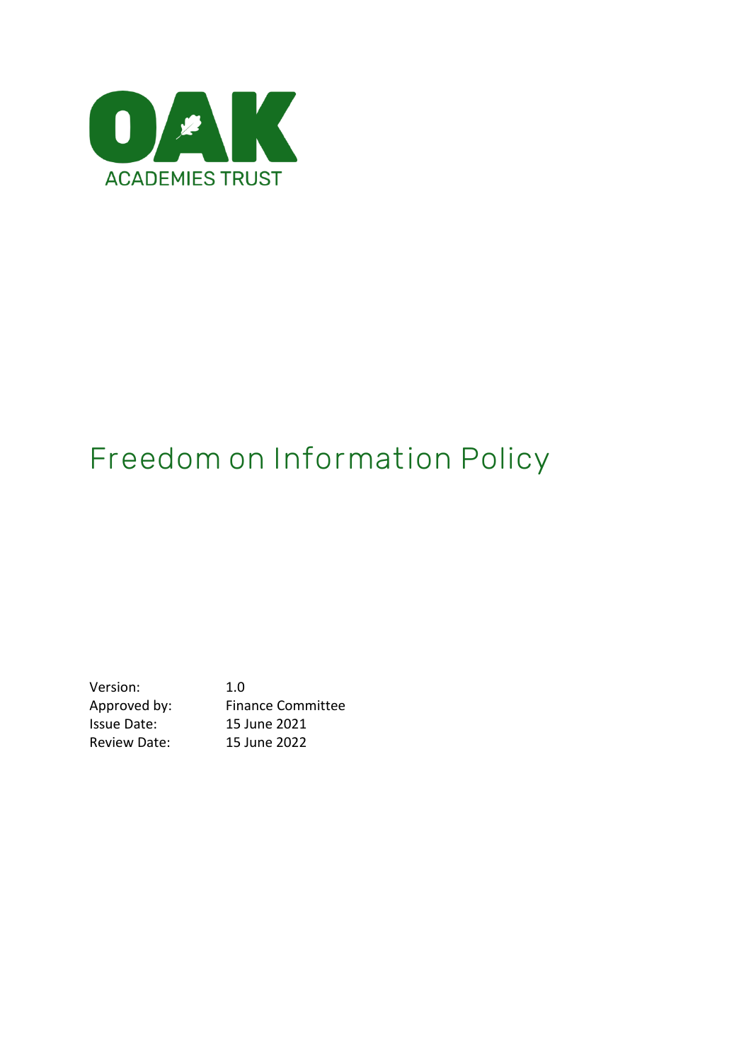OAK
ACADEMIES TRUST

# Freedom on Information Policy

| | |
|---|---|
| Version: | 1.0 |
| Approved by: | Finance Committee |
| Issue Date: | 15 June 2021 |
| Review Date: | 15 June 2022 |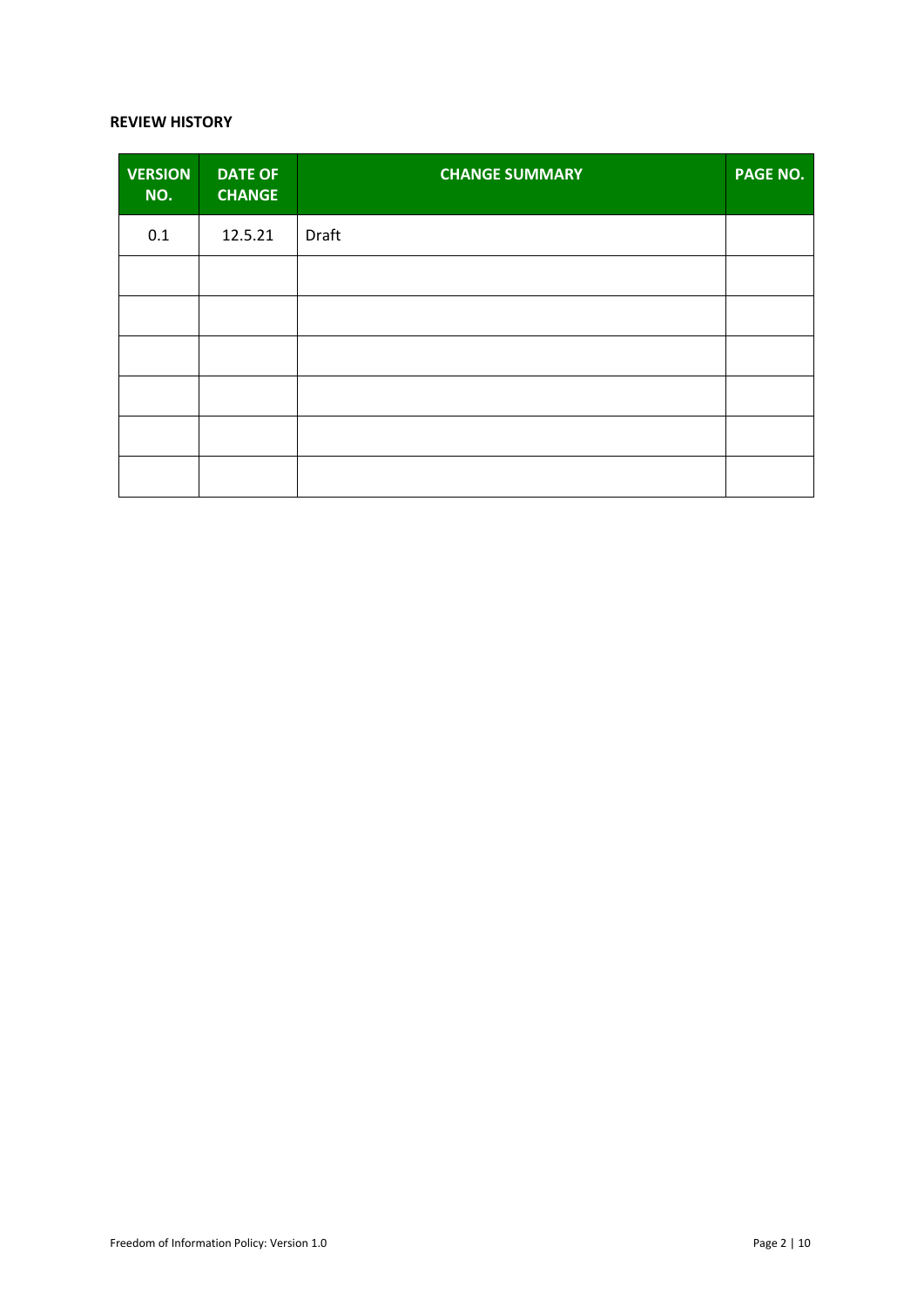**REVIEW HISTORY**

| VERSION NO. | DATE OF CHANGE | CHANGE SUMMARY | PAGE NO. |
| --- | --- | --- | --- |
| 0.1 | 12.5.21 | Draft | |
| | | | |
| | | | |
| | | | |
| | | | |
| | | | |
| | | | |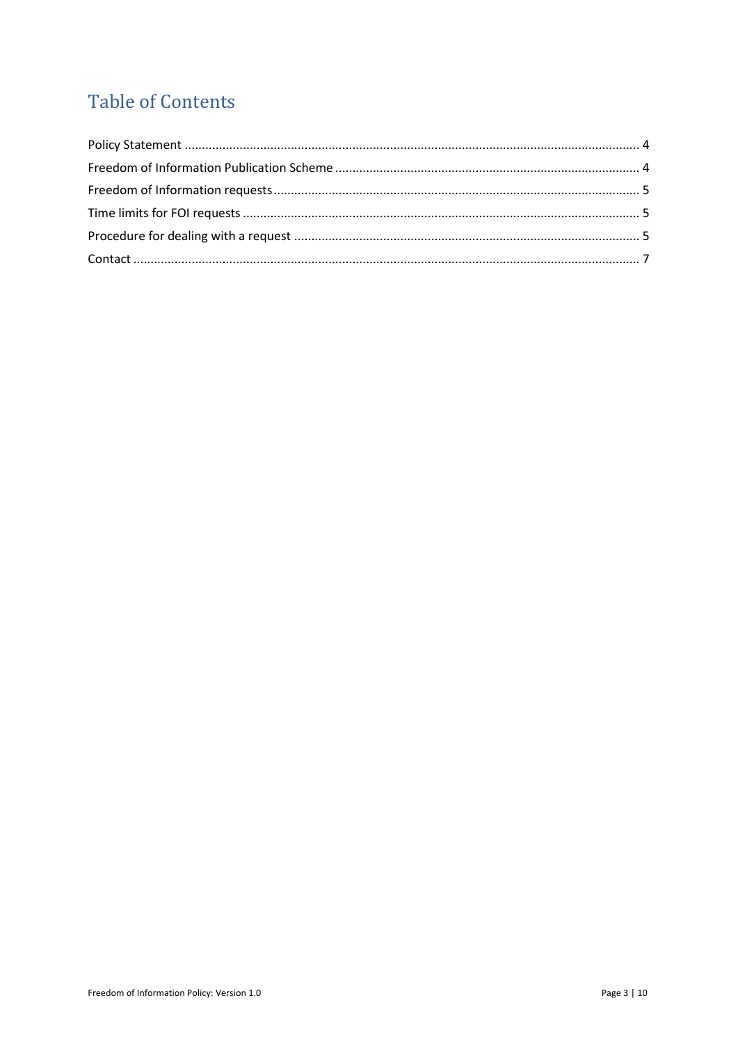# Table of Contents

Policy Statement ........................................................................................................................ 4
Freedom of Information Publication Scheme ............................................................................. 4
Freedom of Information requests ............................................................................................... 5
Time limits for FOI requests ........................................................................................................ 5
Procedure for dealing with a request .......................................................................................... 5
Contact ........................................................................................................................................ 7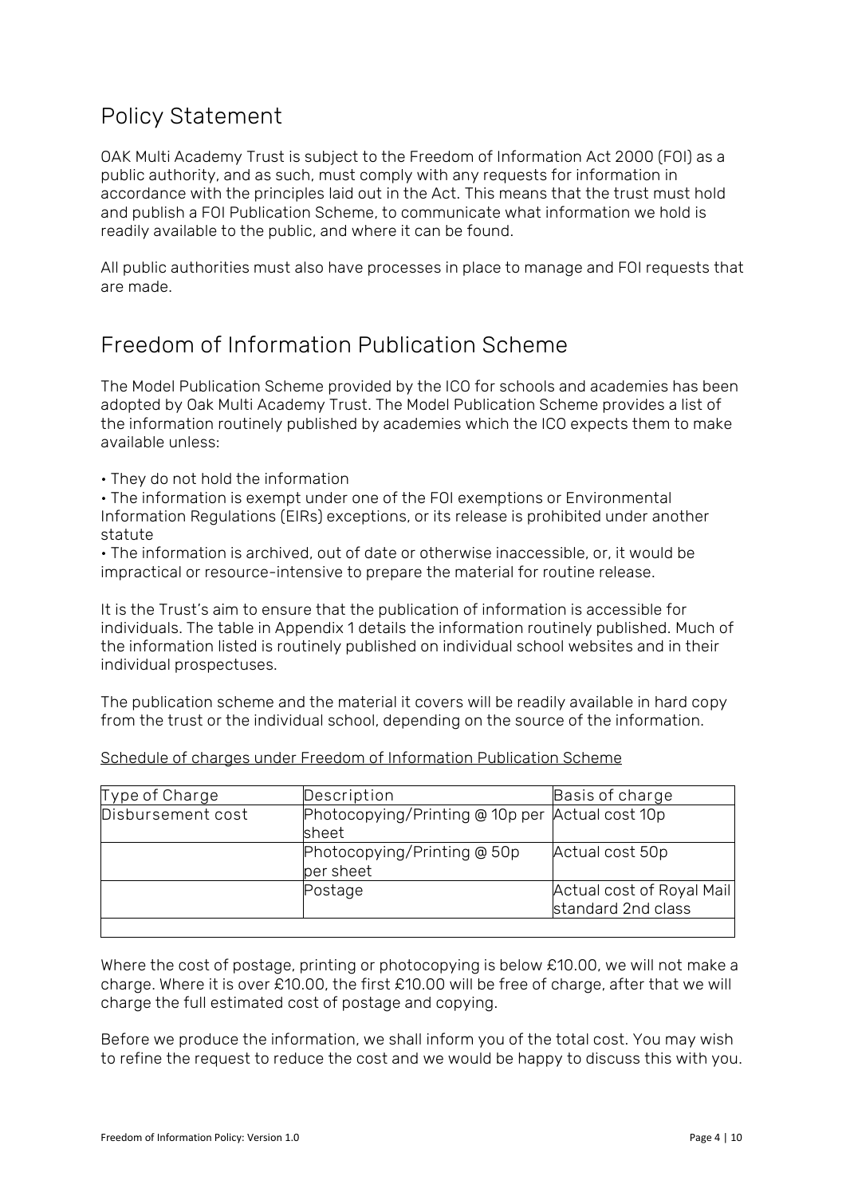## Policy Statement

OAK Multi Academy Trust is subject to the Freedom of Information Act 2000 (FOI) as a public authority, and as such, must comply with any requests for information in accordance with the principles laid out in the Act. This means that the trust must hold and publish a FOI Publication Scheme, to communicate what information we hold is readily available to the public, and where it can be found.

All public authorities must also have processes in place to manage and FOI requests that are made.

## Freedom of Information Publication Scheme

The Model Publication Scheme provided by the ICO for schools and academies has been adopted by Oak Multi Academy Trust. The Model Publication Scheme provides a list of the information routinely published by academies which the ICO expects them to make available unless:

• They do not hold the information
• The information is exempt under one of the FOI exemptions or Environmental Information Regulations (EIRs) exceptions, or its release is prohibited under another statute
• The information is archived, out of date or otherwise inaccessible, or, it would be impractical or resource-intensive to prepare the material for routine release.

It is the Trust's aim to ensure that the publication of information is accessible for individuals. The table in Appendix 1 details the information routinely published. Much of the information listed is routinely published on individual school websites and in their individual prospectuses.

The publication scheme and the material it covers will be readily available in hard copy from the trust or the individual school, depending on the source of the information.

Schedule of charges under Freedom of Information Publication Scheme

| Type of Charge | Description | Basis of charge |
|---|---|---|
| Disbursement cost | Photocopying/Printing @ 10p per sheet | Actual cost 10p |
| | Photocopying/Printing @ 50p per sheet | Actual cost 50p |
| | Postage | Actual cost of Royal Mail standard 2nd class |
| | | |

Where the cost of postage, printing or photocopying is below £10.00, we will not make a charge. Where it is over £10.00, the first £10.00 will be free of charge, after that we will charge the full estimated cost of postage and copying.

Before we produce the information, we shall inform you of the total cost. You may wish to refine the request to reduce the cost and we would be happy to discuss this with you.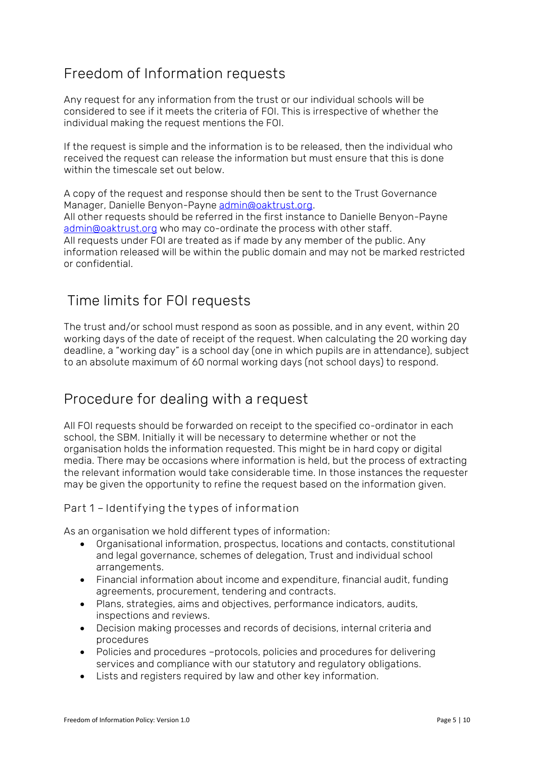## Freedom of Information requests

Any request for any information from the trust or our individual schools will be considered to see if it meets the criteria of FOI. This is irrespective of whether the individual making the request mentions the FOI.

If the request is simple and the information is to be released, then the individual who received the request can release the information but must ensure that this is done within the timescale set out below.

A copy of the request and response should then be sent to the Trust Governance Manager, Danielle Benyon-Payne [admin@oaktrust.org](mailto:admin@oaktrust.org).
All other requests should be referred in the first instance to Danielle Benyon-Payne [admin@oaktrust.org](mailto:admin@oaktrust.org) who may co-ordinate the process with other staff.
All requests under FOI are treated as if made by any member of the public. Any information released will be within the public domain and may not be marked restricted or confidential.

## Time limits for FOI requests

The trust and/or school must respond as soon as possible, and in any event, within 20 working days of the date of receipt of the request. When calculating the 20 working day deadline, a "working day" is a school day (one in which pupils are in attendance), subject to an absolute maximum of 60 normal working days (not school days) to respond.

## Procedure for dealing with a request

All FOI requests should be forwarded on receipt to the specified co-ordinator in each school, the SBM. Initially it will be necessary to determine whether or not the organisation holds the information requested. This might be in hard copy or digital media. There may be occasions where information is held, but the process of extracting the relevant information would take considerable time. In those instances the requester may be given the opportunity to refine the request based on the information given.

### Part 1 – Identifying the types of information

As an organisation we hold different types of information:

- Organisational information, prospectus, locations and contacts, constitutional and legal governance, schemes of delegation, Trust and individual school arrangements.
- Financial information about income and expenditure, financial audit, funding agreements, procurement, tendering and contracts.
- Plans, strategies, aims and objectives, performance indicators, audits, inspections and reviews.
- Decision making processes and records of decisions, internal criteria and procedures
- Policies and procedures –protocols, policies and procedures for delivering services and compliance with our statutory and regulatory obligations.
- Lists and registers required by law and other key information.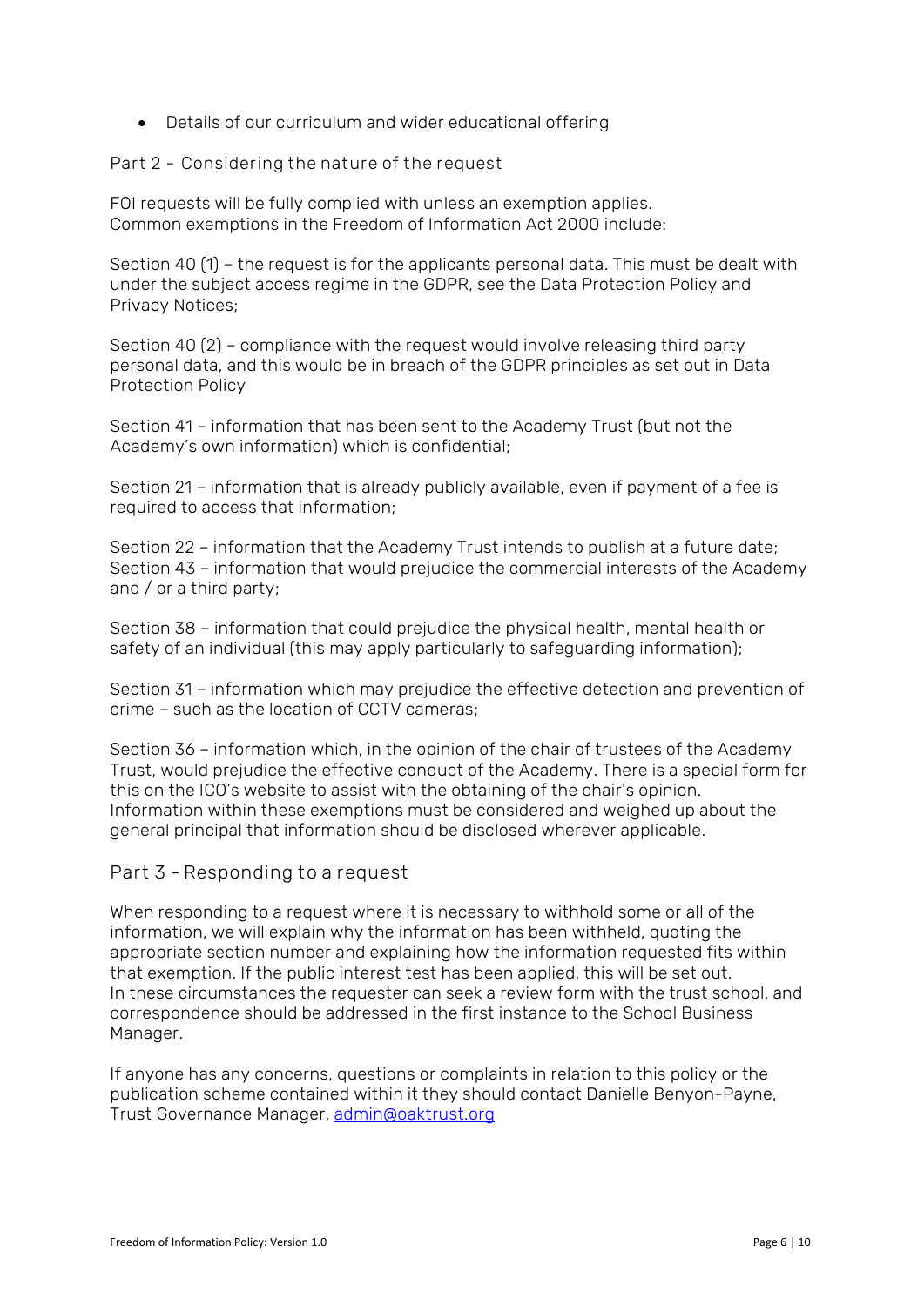- Details of our curriculum and wider educational offering

## Part 2 - Considering the nature of the request

FOI requests will be fully complied with unless an exemption applies.
Common exemptions in the Freedom of Information Act 2000 include:

Section 40 (1) – the request is for the applicants personal data. This must be dealt with under the subject access regime in the GDPR, see the Data Protection Policy and Privacy Notices;

Section 40 (2) – compliance with the request would involve releasing third party personal data, and this would be in breach of the GDPR principles as set out in Data Protection Policy

Section 41 – information that has been sent to the Academy Trust (but not the Academy's own information) which is confidential;

Section 21 – information that is already publicly available, even if payment of a fee is required to access that information;

Section 22 – information that the Academy Trust intends to publish at a future date;
Section 43 – information that would prejudice the commercial interests of the Academy and / or a third party;

Section 38 – information that could prejudice the physical health, mental health or safety of an individual (this may apply particularly to safeguarding information);

Section 31 – information which may prejudice the effective detection and prevention of crime – such as the location of CCTV cameras;

Section 36 – information which, in the opinion of the chair of trustees of the Academy Trust, would prejudice the effective conduct of the Academy. There is a special form for this on the ICO's website to assist with the obtaining of the chair's opinion.
Information within these exemptions must be considered and weighed up about the general principal that information should be disclosed wherever applicable.

## Part 3 - Responding to a request

When responding to a request where it is necessary to withhold some or all of the information, we will explain why the information has been withheld, quoting the appropriate section number and explaining how the information requested fits within that exemption. If the public interest test has been applied, this will be set out.
In these circumstances the requester can seek a review form with the trust school, and correspondence should be addressed in the first instance to the School Business Manager.

If anyone has any concerns, questions or complaints in relation to this policy or the publication scheme contained within it they should contact Danielle Benyon-Payne, Trust Governance Manager, admin@oaktrust.org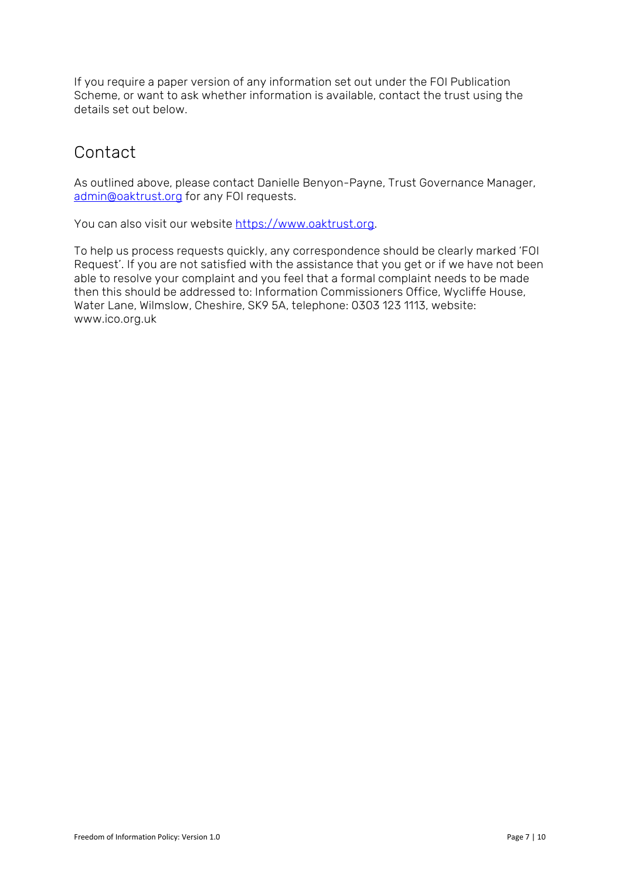If you require a paper version of any information set out under the FOI Publication Scheme, or want to ask whether information is available, contact the trust using the details set out below.

## Contact

As outlined above, please contact Danielle Benyon-Payne, Trust Governance Manager, [admin@oaktrust.org](mailto:admin@oaktrust.org) for any FOI requests.

You can also visit our website [https://www.oaktrust.org](https://www.oaktrust.org).

To help us process requests quickly, any correspondence should be clearly marked 'FOI Request'. If you are not satisfied with the assistance that you get or if we have not been able to resolve your complaint and you feel that a formal complaint needs to be made then this should be addressed to: Information Commissioners Office, Wycliffe House, Water Lane, Wilmslow, Cheshire, SK9 5A, telephone: 0303 123 1113, website: www.ico.org.uk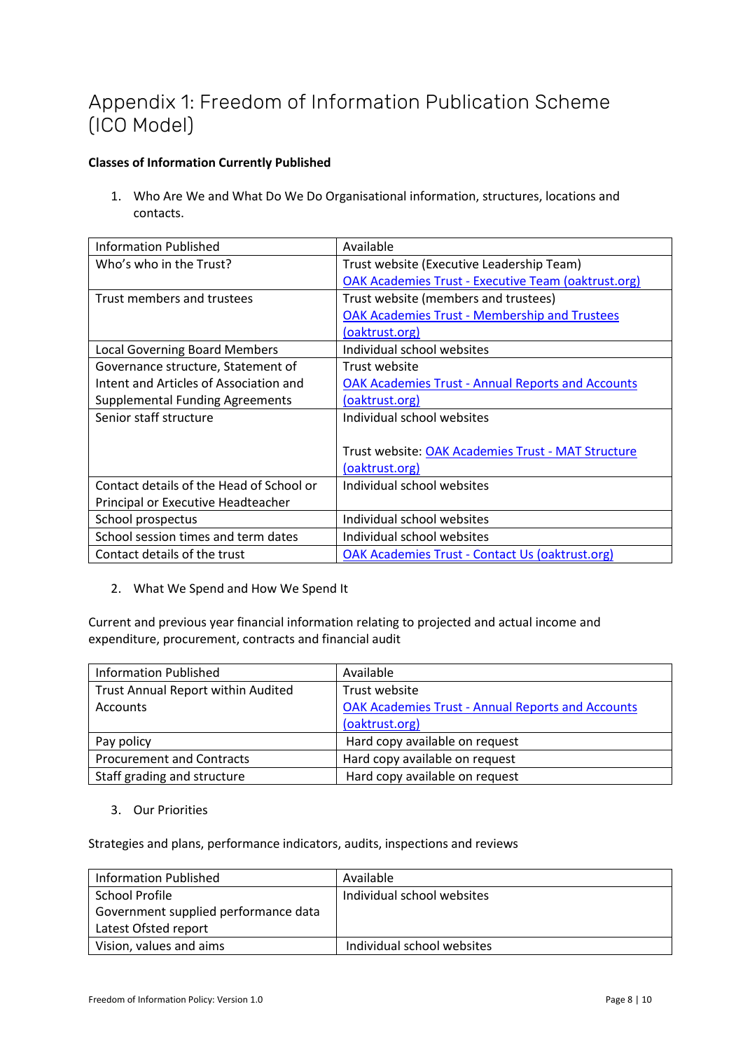# Appendix 1: Freedom of Information Publication Scheme (ICO Model)

**Classes of Information Currently Published**

1. Who Are We and What Do We Do Organisational information, structures, locations and contacts.

| Information Published | Available |
|---|---|
| Who's who in the Trust? | Trust website (Executive Leadership Team) [OAK Academies Trust - Executive Team (oaktrust.org)](oaktrust.org) |
| Trust members and trustees | Trust website (members and trustees) [OAK Academies Trust - Membership and Trustees (oaktrust.org)](oaktrust.org) |
| Local Governing Board Members | Individual school websites |
| Governance structure, Statement of Intent and Articles of Association and Supplemental Funding Agreements | Trust website [OAK Academies Trust - Annual Reports and Accounts (oaktrust.org)](oaktrust.org) |
| Senior staff structure | Individual school websites<br><br>Trust website: [OAK Academies Trust - MAT Structure (oaktrust.org)](oaktrust.org) |
| Contact details of the Head of School or Principal or Executive Headteacher | Individual school websites |
| School prospectus | Individual school websites |
| School session times and term dates | Individual school websites |
| Contact details of the trust | [OAK Academies Trust - Contact Us (oaktrust.org)](oaktrust.org) |

2. What We Spend and How We Spend It

Current and previous year financial information relating to projected and actual income and expenditure, procurement, contracts and financial audit

| Information Published | Available |
|---|---|
| Trust Annual Report within Audited Accounts | Trust website [OAK Academies Trust - Annual Reports and Accounts (oaktrust.org)](oaktrust.org) |
| Pay policy | Hard copy available on request |
| Procurement and Contracts | Hard copy available on request |
| Staff grading and structure | Hard copy available on request |

3. Our Priorities

Strategies and plans, performance indicators, audits, inspections and reviews

| Information Published | Available |
|---|---|
| School Profile<br>Government supplied performance data<br>Latest Ofsted report | Individual school websites |
| Vision, values and aims | Individual school websites |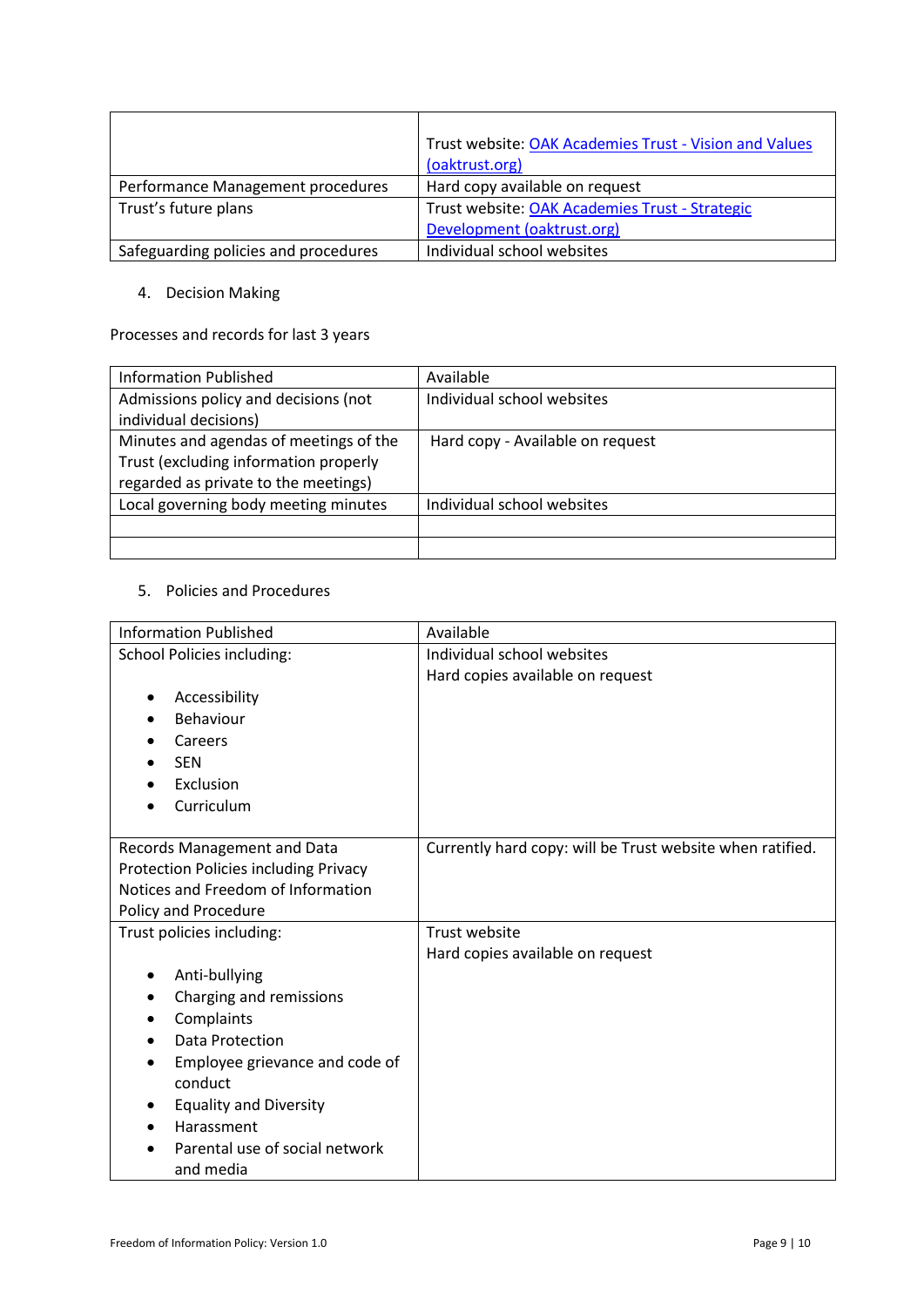| | |
|---|---|
| | Trust website: [OAK Academies Trust - Vision and Values (oaktrust.org)](oaktrust.org) |
| Performance Management procedures | Hard copy available on request |
| Trust's future plans | Trust website: [OAK Academies Trust - Strategic Development (oaktrust.org)](oaktrust.org) |
| Safeguarding policies and procedures | Individual school websites |

4. Decision Making

Processes and records for last 3 years

| Information Published | Available |
|---|---|
| Admissions policy and decisions (not individual decisions) | Individual school websites |
| Minutes and agendas of meetings of the Trust (excluding information properly regarded as private to the meetings) | Hard copy - Available on request |
| Local governing body meeting minutes | Individual school websites |
| | |
| | |

5. Policies and Procedures

| Information Published | Available |
|---|---|
| School Policies including:<br><br>• Accessibility<br>• Behaviour<br>• Careers<br>• SEN<br>• Exclusion<br>• Curriculum | Individual school websites<br>Hard copies available on request |
| Records Management and Data Protection Policies including Privacy Notices and Freedom of Information Policy and Procedure | Currently hard copy: will be Trust website when ratified. |
| Trust policies including:<br><br>• Anti-bullying<br>• Charging and remissions<br>• Complaints<br>• Data Protection<br>• Employee grievance and code of conduct<br>• Equality and Diversity<br>• Harassment<br>• Parental use of social network and media | Trust website<br>Hard copies available on request |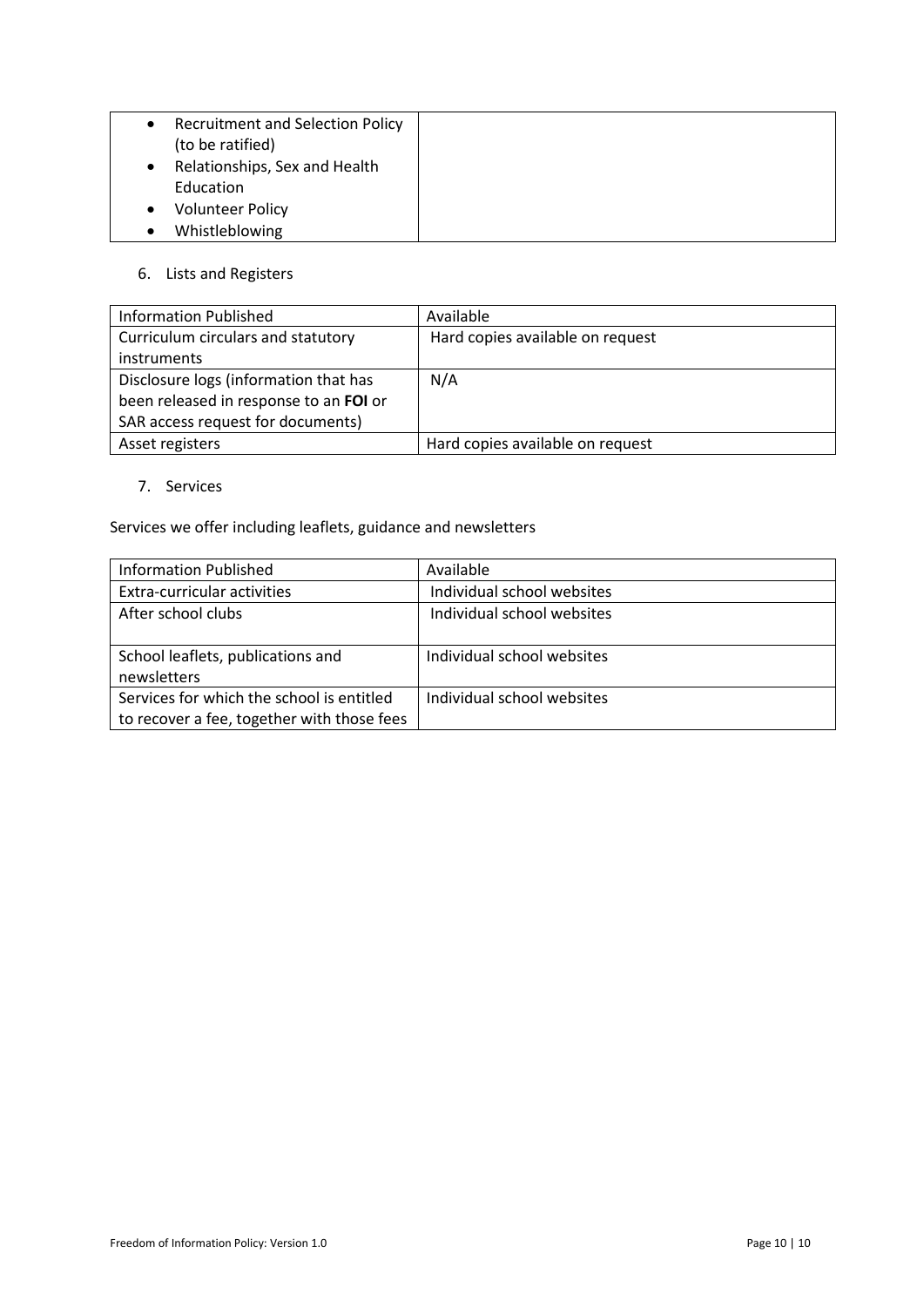| | |
|---|---|
| • Recruitment and Selection Policy (to be ratified)<br>• Relationships, Sex and Health Education<br>• Volunteer Policy<br>• Whistleblowing | |

6. Lists and Registers

| Information Published | Available |
|---|---|
| Curriculum circulars and statutory instruments | Hard copies available on request |
| Disclosure logs (information that has been released in response to an **FOI** or SAR access request for documents) | N/A |
| Asset registers | Hard copies available on request |

7. Services

Services we offer including leaflets, guidance and newsletters

| Information Published | Available |
|---|---|
| Extra-curricular activities | Individual school websites |
| After school clubs | Individual school websites |
| School leaflets, publications and newsletters | Individual school websites |
| Services for which the school is entitled to recover a fee, together with those fees | Individual school websites |